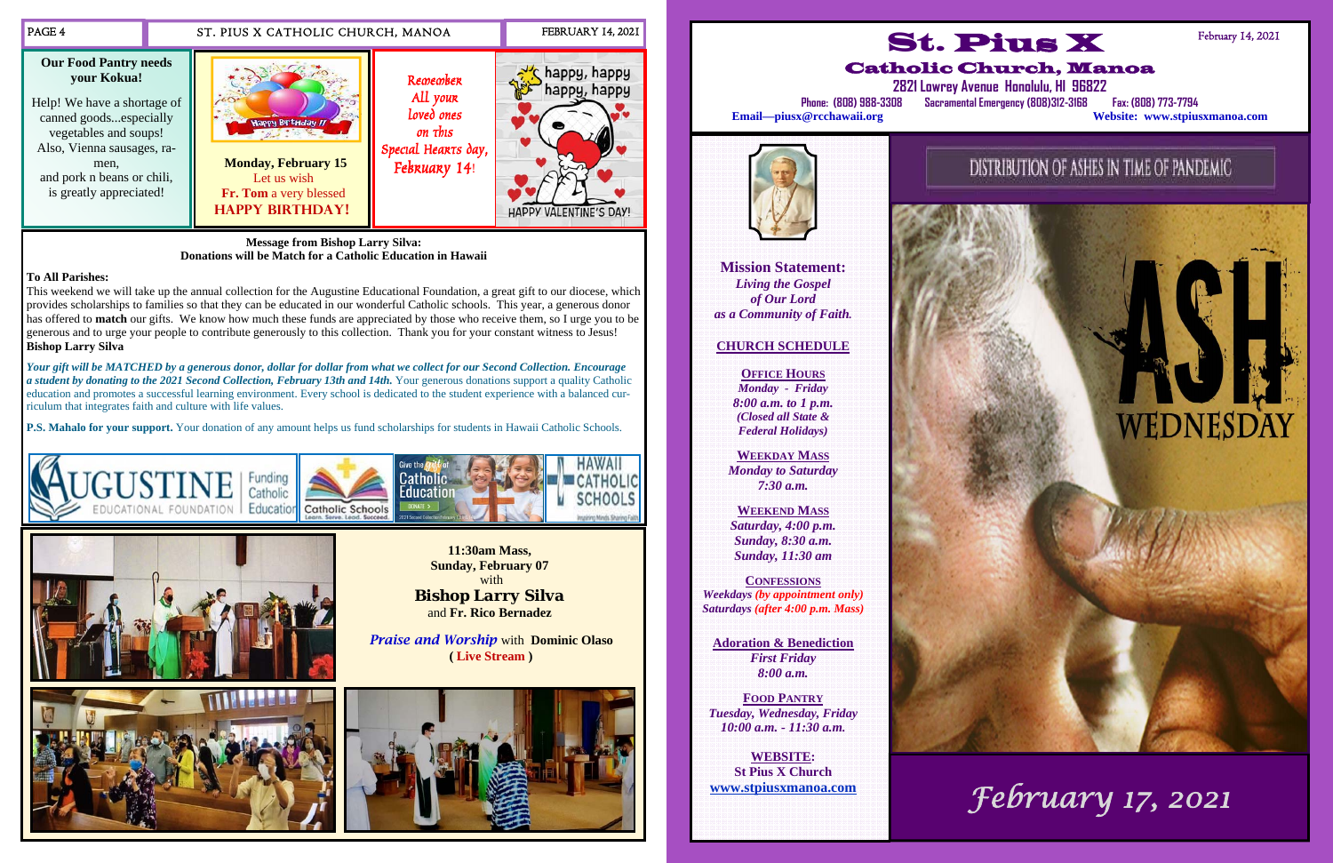**Our Food Pantry needs your Kokua!**

Help! We have a shortage of canned goods...especially vegetables and soups! Also, Vienna sausages, ramen, and pork n beans or chili, is greatly appreciated!

**Monday, February 15**
Let us wish
**Fr. Tom** a very blessed
**HAPPY BIRTHDAY!**

*Remember All your loved ones on this Special Hearts day, February 14!*

HAPPY VALENTINE'S DAY!

**Message from Bishop Larry Silva: Donations will be Match for a Catholic Education in Hawaii**

**To All Parishes:**

This weekend we will take up the annual collection for the Augustine Educational Foundation, a great gift to our diocese, which provides scholarships to families so that they can be educated in our wonderful Catholic schools. This year, a generous donor has offered to **match** our gifts. We know how much these funds are appreciated by those who receive them, so I urge you to be generous and to urge your people to contribute generously to this collection. Thank you for your constant witness to Jesus!
**Bishop Larry Silva**

***Your gift will be MATCHED by a generous donor, dollar for dollar from what we collect for our Second Collection. Encourage a student by donating to the 2021 Second Collection, February 13th and 14th.*** Your generous donations support a quality Catholic education and promotes a successful learning environment. Every school is dedicated to the student experience with a balanced curriculum that integrates faith and culture with life values.

**P.S. Mahalo for your support.** Your donation of any amount helps us fund scholarships for students in Hawaii Catholic Schools.

**11:30am Mass, Sunday, February 07** with
**Bishop Larry Silva**
and **Fr. Rico Bernadez**

***Praise and Worship*** with **Dominic Olaso**
**( Live Stream )**

# St. Pius X
## Catholic Church, Manoa

February 14, 2021

2821 Lowrey Avenue Honolulu, HI 96822
Phone: (808) 988-3308 Sacramental Emergency (808)312-3168 Fax: (808) 773-7794
**Email—piusx@rcchawaii.org** **Website: www.stpiusxmanoa.com**

**Mission Statement:**
*Living the Gospel of Our Lord as a Community of Faith.*

**CHURCH SCHEDULE**

**OFFICE HOURS**
*Monday - Friday*
*8:00 a.m. to 1 p.m.*
*(Closed all State & Federal Holidays)*

**WEEKDAY MASS**
*Monday to Saturday*
*7:30 a.m.*

**WEEKEND MASS**
*Saturday, 4:00 p.m.*
*Sunday, 8:30 a.m.*
*Sunday, 11:30 am*

**CONFESSIONS**
*Weekdays (by appointment only)*
*Saturdays (after 4:00 p.m. Mass)*

**Adoration & Benediction**
*First Friday*
*8:00 a.m.*

**FOOD PANTRY**
*Tuesday, Wednesday, Friday*
*10:00 a.m. - 11:30 a.m.*

**WEBSITE:**
**St Pius X Church**
**www.stpiusxmanoa.com**

DISTRIBUTION OF ASHES IN TIME OF PANDEMIC

ASH WEDNESDAY

*February 17, 2021*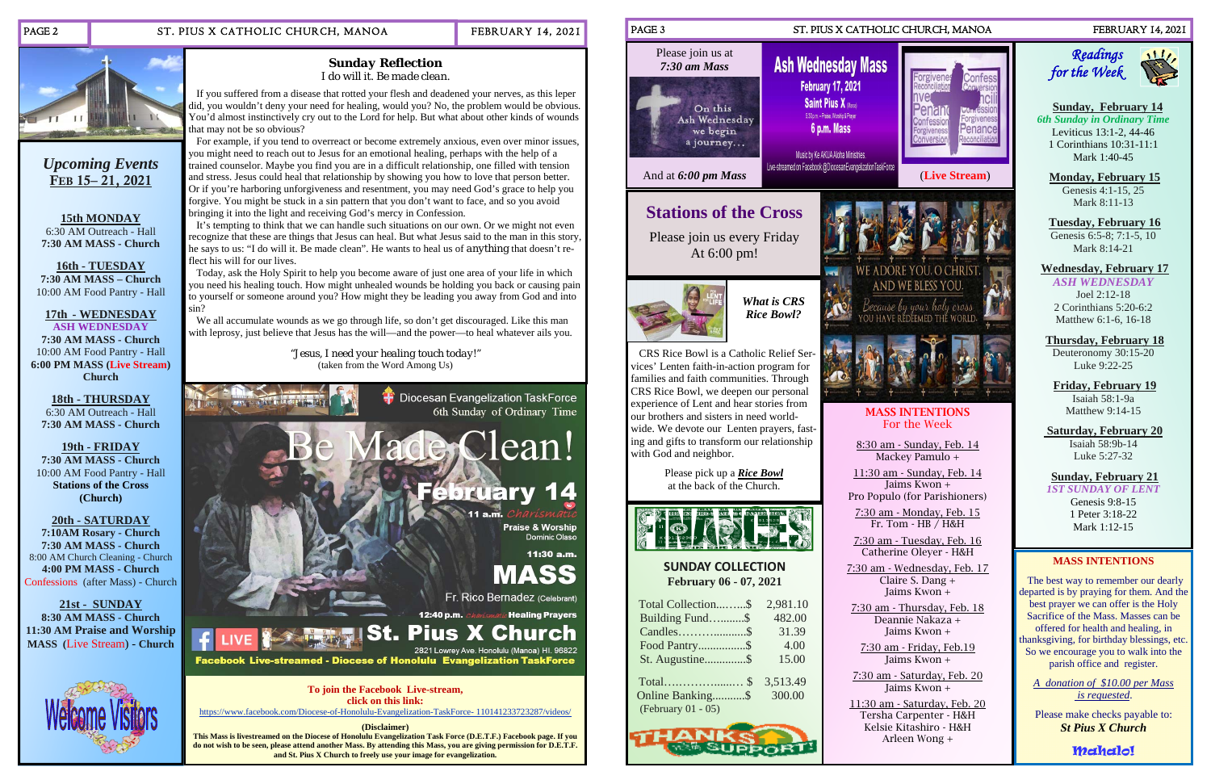## Upcoming Events
### FEB 15– 21, 2021

**15th MONDAY**
6:30 AM Outreach - Hall
**7:30 AM MASS - Church**

**16th - TUESDAY**
**7:30 AM MASS – Church**
10:00 AM Food Pantry - Hall

**17th - WEDNESDAY**
**ASH WEDNESDAY**
**7:30 AM MASS - Church**
10:00 AM Food Pantry - Hall
**6:00 PM MASS (Live Stream) Church**

**18th - THURSDAY**
6:30 AM Outreach - Hall
**7:30 AM MASS - Church**

**19th - FRIDAY**
**7:30 AM MASS - Church**
10:00 AM Food Pantry - Hall
**Stations of the Cross (Church)**

**20th - SATURDAY**
**7:10AM Rosary - Church**
**7:30 AM MASS - Church**
8:00 AM Church Cleaning - Church
**4:00 PM MASS - Church**
Confessions (after Mass) - Church

**21st - SUNDAY**
**8:30 AM MASS - Church**
**11:30 AM Praise and Worship MASS (Live Stream) - Church**

Welcome Visitors

## Sunday Reflection
I do will it. Be made clean.

If you suffered from a disease that rotted your flesh and deadened your nerves, as this leper did, you wouldn't deny your need for healing, would you? No, the problem would be obvious. You'd almost instinctively cry out to the Lord for help. But what about other kinds of wounds that may not be so obvious?

For example, if you tend to overreact or become extremely anxious, even over minor issues, you might need to reach out to Jesus for an emotional healing, perhaps with the help of a trained counselor. Maybe you find you are in a difficult relationship, one filled with tension and stress. Jesus could heal that relationship by showing you how to love that person better. Or if you're harboring unforgiveness and resentment, you may need God's grace to help you forgive. You might be stuck in a sin pattern that you don't want to face, and so you avoid bringing it into the light and receiving God's mercy in Confession.

It's tempting to think that we can handle such situations on our own. Or we might not even recognize that these are things that Jesus can heal. But what Jesus said to the man in this story, he says to us: "I do will it. Be made clean". He wants to heal us of anything that doesn't reflect his will for our lives.

Today, ask the Holy Spirit to help you become aware of just one area of your life in which you need his healing touch. How might unhealed wounds be holding you back or causing pain to yourself or someone around you? How might they be leading you away from God and into sin?

We all accumulate wounds as we go through life, so don't get discouraged. Like this man with leprosy, just believe that Jesus has the will—and the power—to heal whatever ails you.

*"Jesus, I need your healing touch today!"*
(taken from the Word Among Us)

Diocesan Evangelization TaskForce
6th Sunday of Ordinary Time

# Be Made Clean!

**February 14**
11 a.m. Charismatic
Praise & Worship
Dominic Olaso

11:30 a.m.
**MASS**
Fr. Rico Bernadez (Celebrant)

12:40 p.m. Charismatic Healing Prayers

LIVE **St. Pius X Church**
2821 Lowrey Ave. Honolulu (Manoa) HI. 96822
**Facebook Live-streamed - Diocese of Honolulu Evangelization TaskForce**

**To join the Facebook Live-stream, click on this link:**
https://www.facebook.com/Diocese-of-Honolulu-Evangelization-TaskForce- 110141233723287/videos/

**(Disclaimer)**
**This Mass is livestreamed on the Diocese of Honolulu Evangelization Task Force (D.E.T.F.) Facebook page. If you do not wish to be seen, please attend another Mass. By attending this Mass, you are giving permission for D.E.T.F. and St. Pius X Church to freely use your image for evangelization.**

Please join us at
*7:30 am Mass*

On this Ash Wednesday we begin a journey...

And at *6:00 pm Mass*

**Ash Wednesday Mass**
February 17, 2021
Saint Pius X (Manoa)
5:30 p.m. – Praise, Worship & Prayer
6 p.m. Mass
Music by Ke AKUA Aloha Ministries
Live-streamed on Facebook @DiocesanEvangelizationTaskForce

**(Live Stream)**

## Stations of the Cross

Please join us every Friday
At 6:00 pm!

WE ADORE YOU, O CHRIST, AND WE BLESS YOU.
Because by your holy cross YOU HAVE REDEEMED THE WORLD.

***What is CRS Rice Bowl?***

CRS Rice Bowl is a Catholic Relief Services' Lenten faith-in-action program for families and faith communities. Through CRS Rice Bowl, we deepen our personal experience of Lent and hear stories from our brothers and sisters in need worldwide. We devote our Lenten prayers, fasting and gifts to transform our relationship with God and neighbor.

Please pick up a ***Rice Bowl*** at the back of the Church.

FINANCES

**SUNDAY COLLECTION**
**February 06 - 07, 2021**

| | |
|---|---|
| Total Collection.........$ | 2,981.10 |
| Building Fund...........$ | 482.00 |
| Candles.....................$ | 31.39 |
| Food Pantry................$ | 4.00 |
| St. Augustine..............$ | 15.00 |
| Total.........................$ | 3,513.49 |
| Online Banking...........$ | 300.00 |
| (February 01 - 05) | |

THANKS for your SUPPORT!

### MASS INTENTIONS
For the Week

8:30 am - Sunday, Feb. 14
Mackey Pamulo +

11:30 am - Sunday, Feb. 14
Jaims Kwon +
Pro Populo (for Parishioners)

7:30 am - Monday, Feb. 15
Fr. Tom - HB / H&H

7:30 am - Tuesday, Feb. 16
Catherine Oleyer - H&H

7:30 am - Wednesday, Feb. 17
Claire S. Dang +
Jaims Kwon +

7:30 am - Thursday, Feb. 18
Deannie Nakaza +
Jaims Kwon +

7:30 am - Friday, Feb.19
Jaims Kwon +

7:30 am - Saturday, Feb. 20
Jaims Kwon +

11:30 am - Saturday, Feb. 20
Tersha Carpenter - H&H
Kelsie Kitashiro - H&H
Arleen Wong +

## Readings for the Week

**Sunday, February 14**
*6th Sunday in Ordinary Time*
Leviticus 13:1-2, 44-46
1 Corinthians 10:31-11:1
Mark 1:40-45

**Monday, February 15**
Genesis 4:1-15, 25
Mark 8:11-13

**Tuesday, February 16**
Genesis 6:5-8; 7:1-5, 10
Mark 8:14-21

**Wednesday, February 17**
*ASH WEDNESDAY*
Joel 2:12-18
2 Corinthians 5:20-6:2
Matthew 6:1-6, 16-18

**Thursday, February 18**
Deuteronomy 30:15-20
Luke 9:22-25

**Friday, February 19**
Isaiah 58:1-9a
Matthew 9:14-15

**Saturday, February 20**
Isaiah 58:9b-14
Luke 5:27-32

**Sunday, February 21**
*1ST SUNDAY OF LENT*
Genesis 9:8-15
1 Peter 3:18-22
Mark 1:12-15

### MASS INTENTIONS

The best way to remember our dearly departed is by praying for them. And the best prayer we can offer is the Holy Sacrifice of the Mass. Masses can be offered for health and healing, in thanksgiving, for birthday blessings, etc. So we encourage you to walk into the parish office and register.

*A donation of $10.00 per Mass is requested.*

Please make checks payable to:
***St Pius X Church***

**Mahalo!**